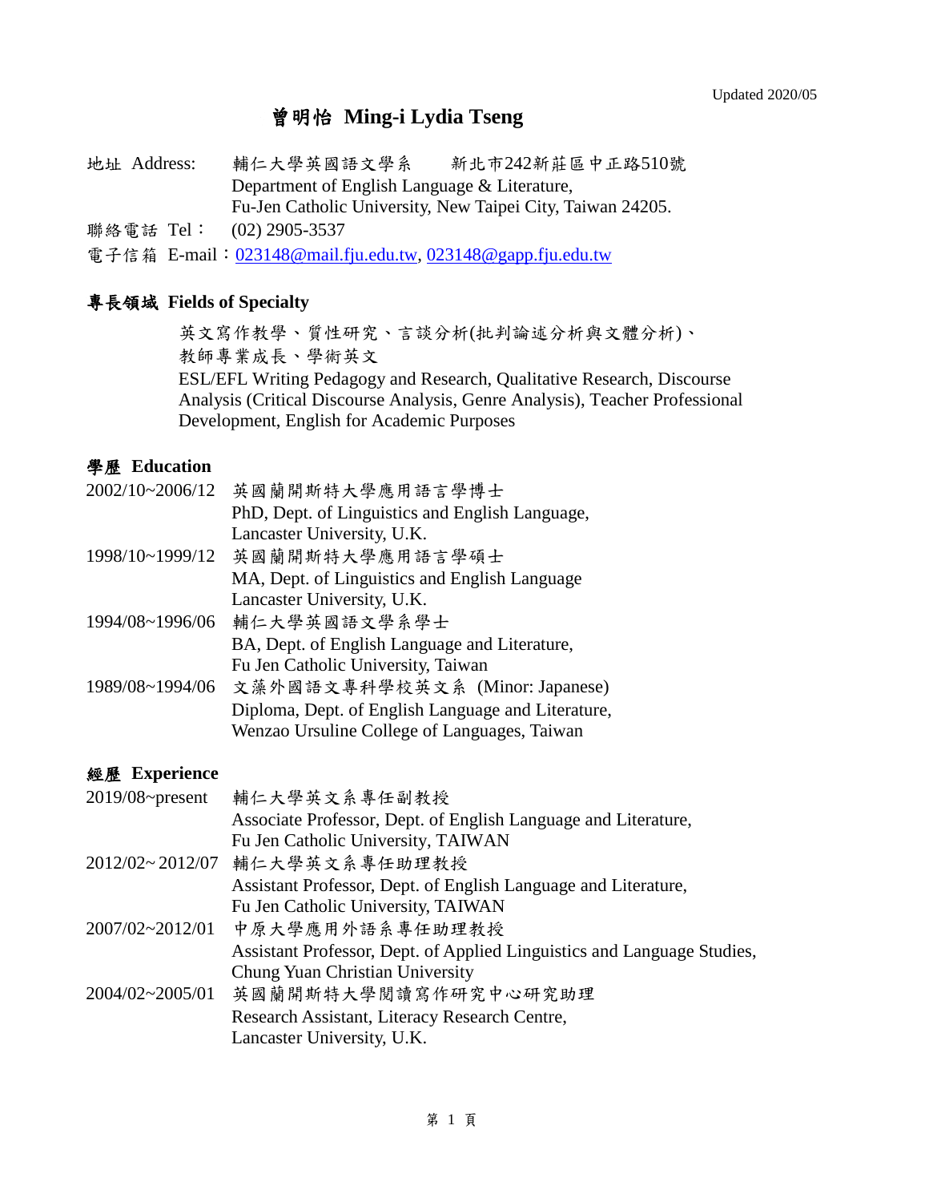Updated 2020/05

# 曾明怡 Ming-i Lydia Tseng

地址 Address: 輔仁大學英國語文學系　新北市242新莊區中正路510號
Department of English Language & Literature,
Fu-Jen Catholic University, New Taipei City, Taiwan 24205.

聯絡電話 Tel：(02) 2905-3537

電子信箱 E-mail：023148@mail.fju.edu.tw, 023148@gapp.fju.edu.tw

## 專長領域 Fields of Specialty

英文寫作教學、質性研究、言談分析(批判論述分析與文體分析)、教師專業成長、學術英文

ESL/EFL Writing Pedagogy and Research, Qualitative Research, Discourse Analysis (Critical Discourse Analysis, Genre Analysis), Teacher Professional Development, English for Academic Purposes

## 學歷 Education

| | |
|---|---|
| 2002/10~2006/12 | 英國蘭開斯特大學應用語言學博士<br>PhD, Dept. of Linguistics and English Language,<br>Lancaster University, U.K. |
| 1998/10~1999/12 | 英國蘭開斯特大學應用語言學碩士<br>MA, Dept. of Linguistics and English Language<br>Lancaster University, U.K. |
| 1994/08~1996/06 | 輔仁大學英國語文學系學士<br>BA, Dept. of English Language and Literature,<br>Fu Jen Catholic University, Taiwan |
| 1989/08~1994/06 | 文藻外國語文專科學校英文系 (Minor: Japanese)<br>Diploma, Dept. of English Language and Literature,<br>Wenzao Ursuline College of Languages, Taiwan |

## 經歷 Experience

| | |
|---|---|
| 2019/08~present | 輔仁大學英文系專任副教授<br>Associate Professor, Dept. of English Language and Literature,<br>Fu Jen Catholic University, TAIWAN |
| 2012/02~ 2012/07 | 輔仁大學英文系專任助理教授<br>Assistant Professor, Dept. of English Language and Literature,<br>Fu Jen Catholic University, TAIWAN |
| 2007/02~2012/01 | 中原大學應用外語系專任助理教授<br>Assistant Professor, Dept. of Applied Linguistics and Language Studies,<br>Chung Yuan Christian University |
| 2004/02~2005/01 | 英國蘭開斯特大學閱讀寫作研究中心研究助理<br>Research Assistant, Literacy Research Centre,<br>Lancaster University, U.K. |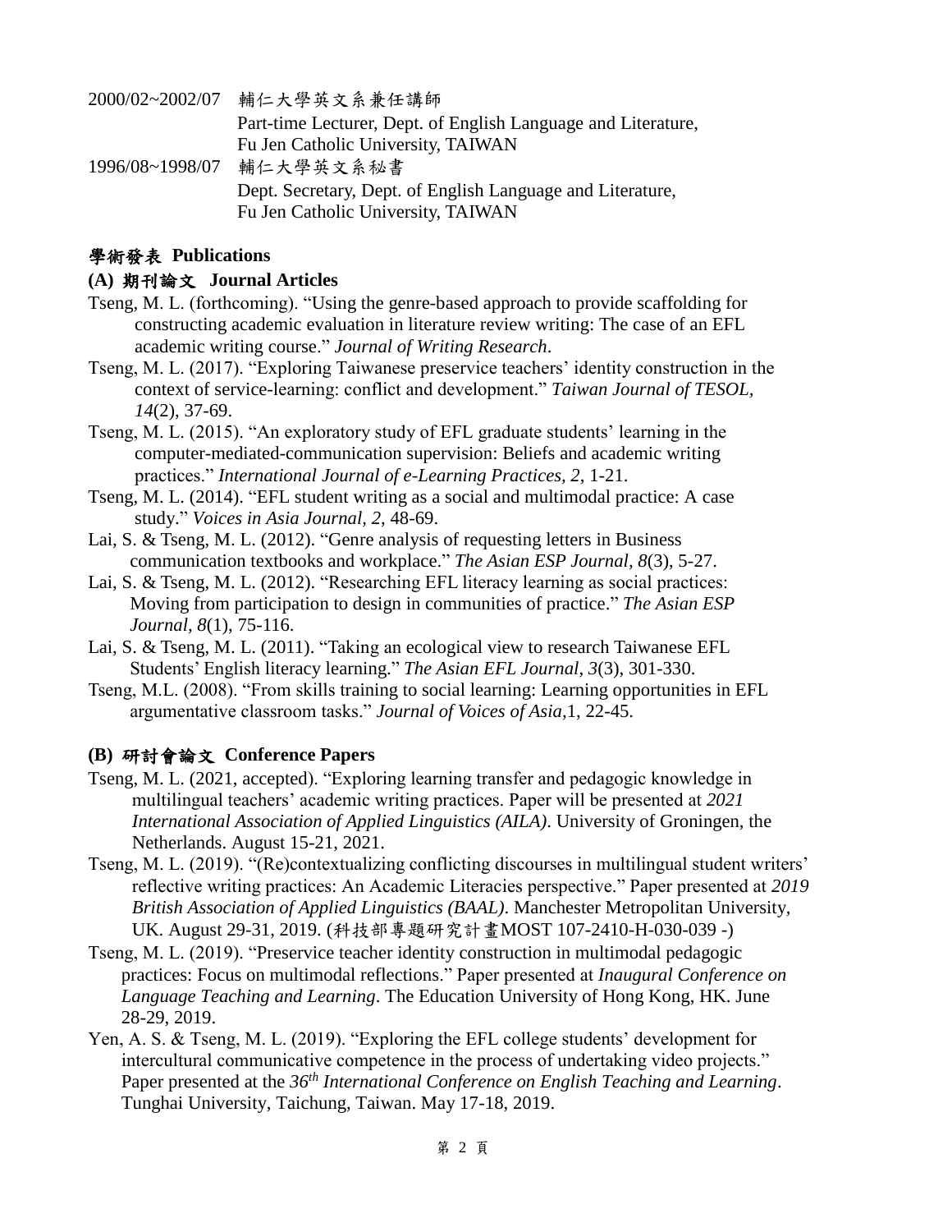2000/02~2002/07 輔仁大學英文系兼任講師
Part-time Lecturer, Dept. of English Language and Literature, Fu Jen Catholic University, TAIWAN

1996/08~1998/07 輔仁大學英文系秘書
Dept. Secretary, Dept. of English Language and Literature, Fu Jen Catholic University, TAIWAN

## 學術發表 Publications

### (A) 期刊論文 Journal Articles

Tseng, M. L. (forthcoming). "Using the genre-based approach to provide scaffolding for constructing academic evaluation in literature review writing: The case of an EFL academic writing course." *Journal of Writing Research*.

Tseng, M. L. (2017). "Exploring Taiwanese preservice teachers' identity construction in the context of service-learning: conflict and development." *Taiwan Journal of TESOL, 14*(2), 37-69.

Tseng, M. L. (2015). "An exploratory study of EFL graduate students' learning in the computer-mediated-communication supervision: Beliefs and academic writing practices." *International Journal of e-Learning Practices, 2*, 1-21.

Tseng, M. L. (2014). "EFL student writing as a social and multimodal practice: A case study." *Voices in Asia Journal, 2*, 48-69.

Lai, S. & Tseng, M. L. (2012). "Genre analysis of requesting letters in Business communication textbooks and workplace." *The Asian ESP Journal, 8*(3), 5-27.

Lai, S. & Tseng, M. L. (2012). "Researching EFL literacy learning as social practices: Moving from participation to design in communities of practice." *The Asian ESP Journal, 8*(1), 75-116.

Lai, S. & Tseng, M. L. (2011). "Taking an ecological view to research Taiwanese EFL Students' English literacy learning." *The Asian EFL Journal, 3*(3), 301-330.

Tseng, M.L. (2008). "From skills training to social learning: Learning opportunities in EFL argumentative classroom tasks." *Journal of Voices of Asia,*1, 22-45.

### (B) 研討會論文 Conference Papers

Tseng, M. L. (2021, accepted). "Exploring learning transfer and pedagogic knowledge in multilingual teachers' academic writing practices. Paper will be presented at *2021 International Association of Applied Linguistics (AILA)*. University of Groningen, the Netherlands. August 15-21, 2021.

Tseng, M. L. (2019). "(Re)contextualizing conflicting discourses in multilingual student writers' reflective writing practices: An Academic Literacies perspective." Paper presented at *2019 British Association of Applied Linguistics (BAAL)*. Manchester Metropolitan University, UK. August 29-31, 2019. (科技部專題研究計畫MOST 107-2410-H-030-039 -)

Tseng, M. L. (2019). "Preservice teacher identity construction in multimodal pedagogic practices: Focus on multimodal reflections." Paper presented at *Inaugural Conference on Language Teaching and Learning*. The Education University of Hong Kong, HK. June 28-29, 2019.

Yen, A. S. & Tseng, M. L. (2019). "Exploring the EFL college students' development for intercultural communicative competence in the process of undertaking video projects." Paper presented at the *36th International Conference on English Teaching and Learning*. Tunghai University, Taichung, Taiwan. May 17-18, 2019.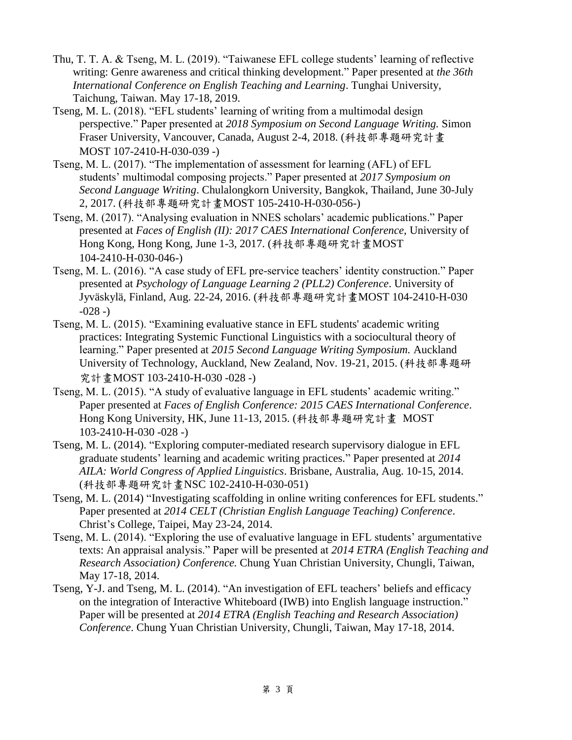Thu, T. T. A. & Tseng, M. L. (2019). "Taiwanese EFL college students' learning of reflective writing: Genre awareness and critical thinking development." Paper presented at *the 36th International Conference on English Teaching and Learning*. Tunghai University, Taichung, Taiwan. May 17-18, 2019.

Tseng, M. L. (2018). "EFL students' learning of writing from a multimodal design perspective." Paper presented at *2018 Symposium on Second Language Writing.* Simon Fraser University, Vancouver, Canada, August 2-4, 2018. (科技部專題研究計畫 MOST 107-2410-H-030-039 -)

Tseng, M. L. (2017). "The implementation of assessment for learning (AFL) of EFL students' multimodal composing projects." Paper presented at *2017 Symposium on Second Language Writing*. Chulalongkorn University, Bangkok, Thailand, June 30-July 2, 2017. (科技部專題研究計畫MOST 105-2410-H-030-056-)

Tseng, M. (2017). "Analysing evaluation in NNES scholars' academic publications." Paper presented at *Faces of English (II): 2017 CAES International Conference*, University of Hong Kong, Hong Kong, June 1-3, 2017. (科技部專題研究計畫MOST 104-2410-H-030-046-)

Tseng, M. L. (2016). "A case study of EFL pre-service teachers' identity construction." Paper presented at *Psychology of Language Learning 2 (PLL2) Conference*. University of Jyväskylä, Finland, Aug. 22-24, 2016. (科技部專題研究計畫MOST 104-2410-H-030 -028 -)

Tseng, M. L. (2015). "Examining evaluative stance in EFL students' academic writing practices: Integrating Systemic Functional Linguistics with a sociocultural theory of learning." Paper presented at *2015 Second Language Writing Symposium.* Auckland University of Technology, Auckland, New Zealand, Nov. 19-21, 2015. (科技部專題研究計畫MOST 103-2410-H-030 -028 -)

Tseng, M. L. (2015). "A study of evaluative language in EFL students' academic writing." Paper presented at *Faces of English Conference: 2015 CAES International Conference*. Hong Kong University, HK, June 11-13, 2015. (科技部專題研究計畫 MOST 103-2410-H-030 -028 -)

Tseng, M. L. (2014). "Exploring computer-mediated research supervisory dialogue in EFL graduate students' learning and academic writing practices." Paper presented at *2014 AILA: World Congress of Applied Linguistics*. Brisbane, Australia, Aug. 10-15, 2014. (科技部專題研究計畫NSC 102-2410-H-030-051)

Tseng, M. L. (2014) "Investigating scaffolding in online writing conferences for EFL students." Paper presented at *2014 CELT (Christian English Language Teaching) Conference*. Christ's College, Taipei, May 23-24, 2014.

Tseng, M. L. (2014). "Exploring the use of evaluative language in EFL students' argumentative texts: An appraisal analysis." Paper will be presented at *2014 ETRA (English Teaching and Research Association) Conference.* Chung Yuan Christian University, Chungli, Taiwan, May 17-18, 2014.

Tseng, Y-J. and Tseng, M. L. (2014). "An investigation of EFL teachers' beliefs and efficacy on the integration of Interactive Whiteboard (IWB) into English language instruction." Paper will be presented at *2014 ETRA (English Teaching and Research Association) Conference*. Chung Yuan Christian University, Chungli, Taiwan, May 17-18, 2014.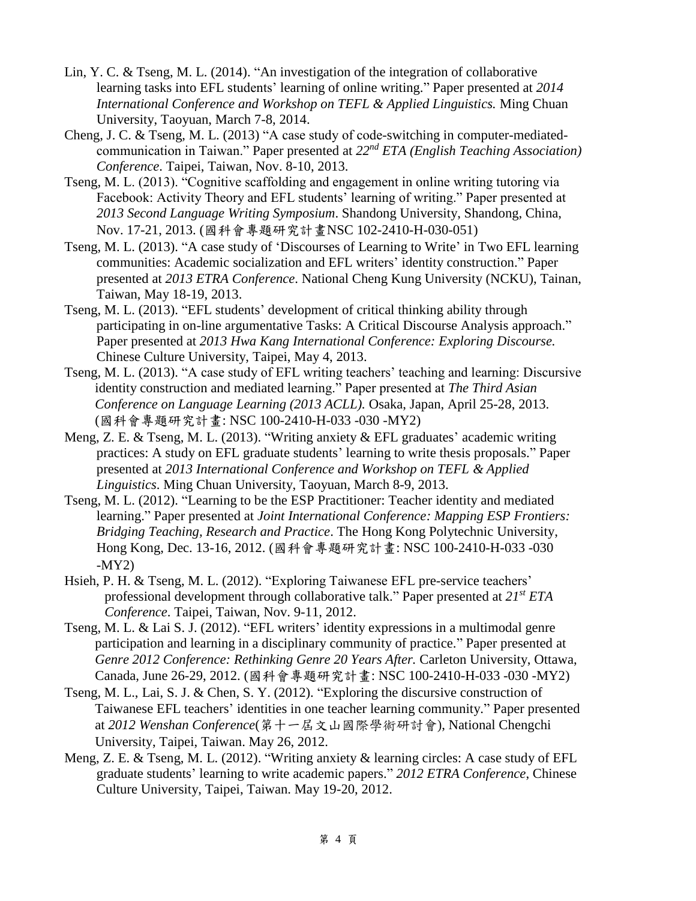Lin, Y. C. & Tseng, M. L. (2014). "An investigation of the integration of collaborative learning tasks into EFL students' learning of online writing." Paper presented at *2014 International Conference and Workshop on TEFL & Applied Linguistics.* Ming Chuan University, Taoyuan, March 7-8, 2014.

Cheng, J. C. & Tseng, M. L. (2013) "A case study of code-switching in computer-mediated-communication in Taiwan." Paper presented at *22nd ETA (English Teaching Association) Conference*. Taipei, Taiwan, Nov. 8-10, 2013.

Tseng, M. L. (2013). "Cognitive scaffolding and engagement in online writing tutoring via Facebook: Activity Theory and EFL students' learning of writing." Paper presented at *2013 Second Language Writing Symposium*. Shandong University, Shandong, China, Nov. 17-21, 2013. (國科會專題研究計畫NSC 102-2410-H-030-051)

Tseng, M. L. (2013). "A case study of 'Discourses of Learning to Write' in Two EFL learning communities: Academic socialization and EFL writers' identity construction." Paper presented at *2013 ETRA Conference*. National Cheng Kung University (NCKU), Tainan, Taiwan, May 18-19, 2013.

Tseng, M. L. (2013). "EFL students' development of critical thinking ability through participating in on-line argumentative Tasks: A Critical Discourse Analysis approach." Paper presented at *2013 Hwa Kang International Conference: Exploring Discourse.* Chinese Culture University, Taipei, May 4, 2013.

Tseng, M. L. (2013). "A case study of EFL writing teachers' teaching and learning: Discursive identity construction and mediated learning." Paper presented at *The Third Asian Conference on Language Learning (2013 ACLL).* Osaka, Japan, April 25-28, 2013. (國科會專題研究計畫: NSC 100-2410-H-033 -030 -MY2)

Meng, Z. E. & Tseng, M. L. (2013). "Writing anxiety & EFL graduates' academic writing practices: A study on EFL graduate students' learning to write thesis proposals." Paper presented at *2013 International Conference and Workshop on TEFL & Applied Linguistics*. Ming Chuan University, Taoyuan, March 8-9, 2013.

Tseng, M. L. (2012). "Learning to be the ESP Practitioner: Teacher identity and mediated learning." Paper presented at *Joint International Conference: Mapping ESP Frontiers: Bridging Teaching, Research and Practice*. The Hong Kong Polytechnic University, Hong Kong, Dec. 13-16, 2012. (國科會專題研究計畫: NSC 100-2410-H-033 -030 -MY2)

Hsieh, P. H. & Tseng, M. L. (2012). "Exploring Taiwanese EFL pre-service teachers' professional development through collaborative talk." Paper presented at *21st ETA Conference*. Taipei, Taiwan, Nov. 9-11, 2012.

Tseng, M. L. & Lai S. J. (2012). "EFL writers' identity expressions in a multimodal genre participation and learning in a disciplinary community of practice." Paper presented at *Genre 2012 Conference: Rethinking Genre 20 Years After.* Carleton University, Ottawa, Canada, June 26-29, 2012. (國科會專題研究計畫: NSC 100-2410-H-033 -030 -MY2)

Tseng, M. L., Lai, S. J. & Chen, S. Y. (2012). "Exploring the discursive construction of Taiwanese EFL teachers' identities in one teacher learning community." Paper presented at *2012 Wenshan Conference*(第十一屆文山國際學術研討會), National Chengchi University, Taipei, Taiwan. May 26, 2012.

Meng, Z. E. & Tseng, M. L. (2012). "Writing anxiety & learning circles: A case study of EFL graduate students' learning to write academic papers." *2012 ETRA Conference*, Chinese Culture University, Taipei, Taiwan. May 19-20, 2012.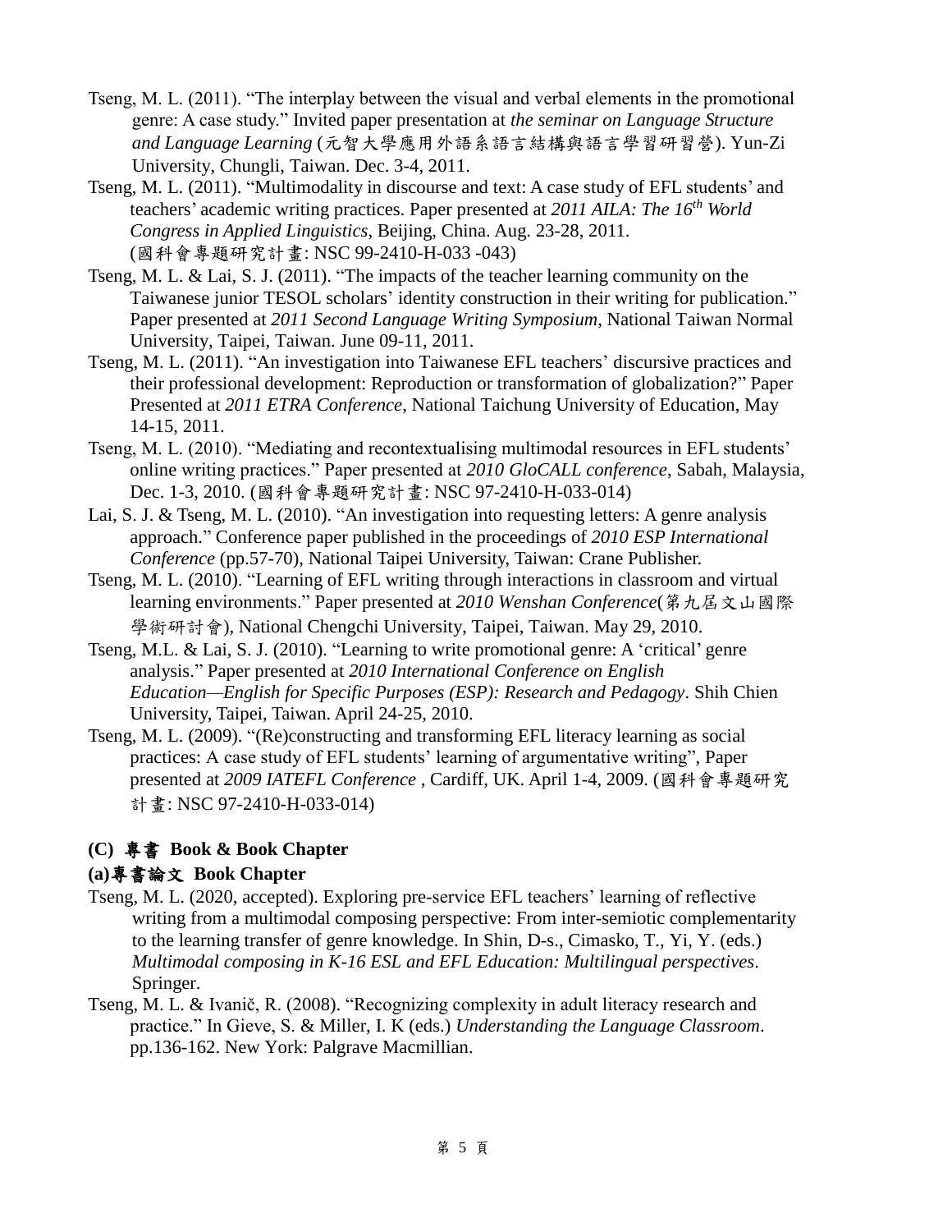Tseng, M. L. (2011). "The interplay between the visual and verbal elements in the promotional genre: A case study." Invited paper presentation at *the seminar on Language Structure and Language Learning* (元智大學應用外語系語言結構與語言學習研習營). Yun-Zi University, Chungli, Taiwan. Dec. 3-4, 2011.

Tseng, M. L. (2011). "Multimodality in discourse and text: A case study of EFL students' and teachers' academic writing practices. Paper presented at *2011 AILA: The 16th World Congress in Applied Linguistics*, Beijing, China. Aug. 23-28, 2011. (國科會專題研究計畫: NSC 99-2410-H-033 -043)

Tseng, M. L. & Lai, S. J. (2011). "The impacts of the teacher learning community on the Taiwanese junior TESOL scholars' identity construction in their writing for publication." Paper presented at *2011 Second Language Writing Symposium*, National Taiwan Normal University, Taipei, Taiwan. June 09-11, 2011.

Tseng, M. L. (2011). "An investigation into Taiwanese EFL teachers' discursive practices and their professional development: Reproduction or transformation of globalization?" Paper Presented at *2011 ETRA Conference*, National Taichung University of Education, May 14-15, 2011.

Tseng, M. L. (2010). "Mediating and recontextualising multimodal resources in EFL students' online writing practices." Paper presented at *2010 GloCALL conference*, Sabah, Malaysia, Dec. 1-3, 2010. (國科會專題研究計畫: NSC 97-2410-H-033-014)

Lai, S. J. & Tseng, M. L. (2010). "An investigation into requesting letters: A genre analysis approach." Conference paper published in the proceedings of *2010 ESP International Conference* (pp.57-70), National Taipei University, Taiwan: Crane Publisher.

Tseng, M. L. (2010). "Learning of EFL writing through interactions in classroom and virtual learning environments." Paper presented at *2010 Wenshan Conference*(第九屆文山國際學術研討會), National Chengchi University, Taipei, Taiwan. May 29, 2010.

Tseng, M.L. & Lai, S. J. (2010). "Learning to write promotional genre: A 'critical' genre analysis." Paper presented at *2010 International Conference on English Education—English for Specific Purposes (ESP): Research and Pedagogy*. Shih Chien University, Taipei, Taiwan. April 24-25, 2010.

Tseng, M. L. (2009). "(Re)constructing and transforming EFL literacy learning as social practices: A case study of EFL students' learning of argumentative writing", Paper presented at *2009 IATEFL Conference* , Cardiff, UK. April 1-4, 2009. (國科會專題研究計畫: NSC 97-2410-H-033-014)

### (C) 專書 Book & Book Chapter

#### (a)專書論文 Book Chapter

Tseng, M. L. (2020, accepted). Exploring pre-service EFL teachers' learning of reflective writing from a multimodal composing perspective: From inter-semiotic complementarity to the learning transfer of genre knowledge. In Shin, D-s., Cimasko, T., Yi, Y. (eds.) *Multimodal composing in K-16 ESL and EFL Education: Multilingual perspectives*. Springer.

Tseng, M. L. & Ivanič, R. (2008). "Recognizing complexity in adult literacy research and practice." In Gieve, S. & Miller, I. K (eds.) *Understanding the Language Classroom*. pp.136-162. New York: Palgrave Macmillian.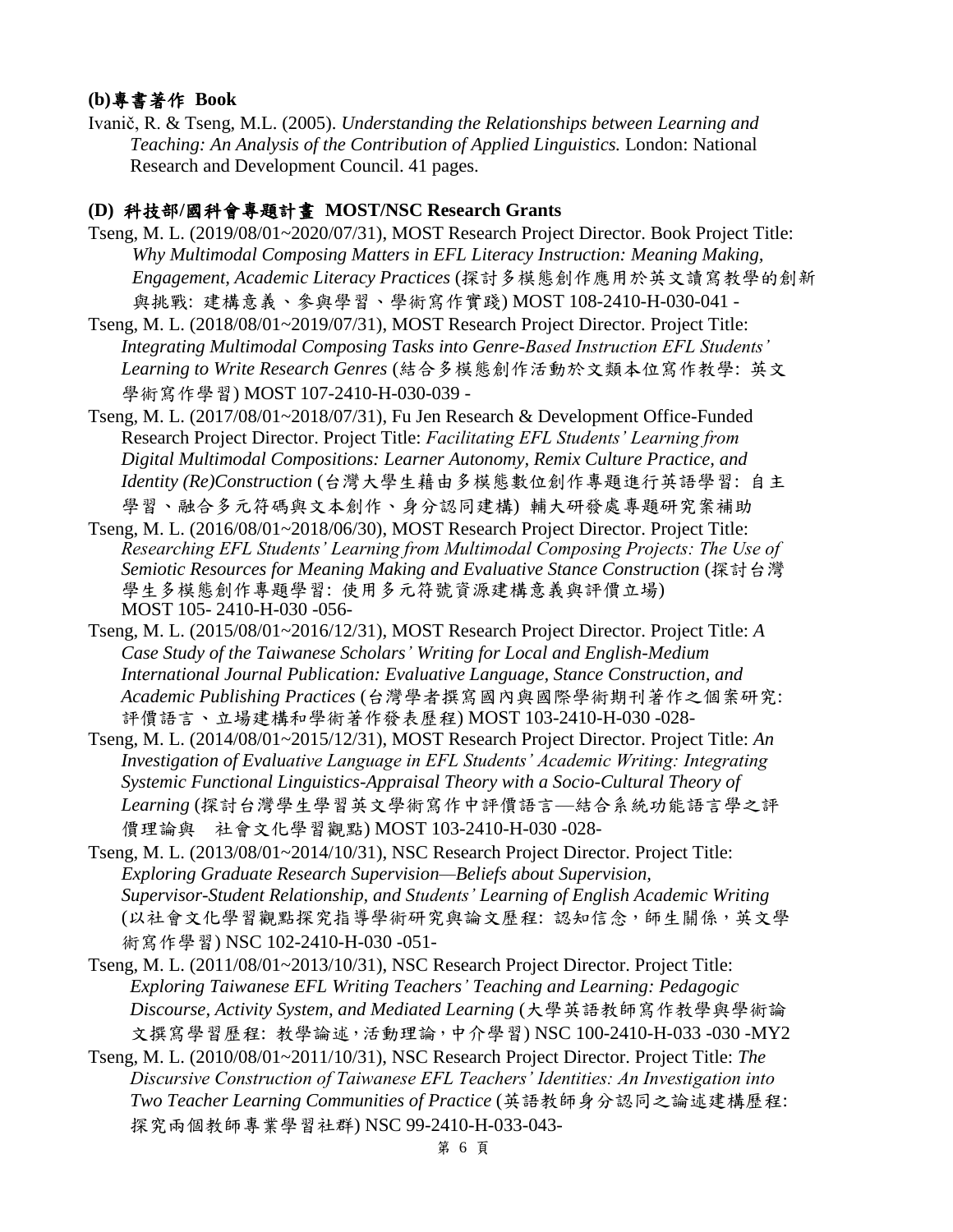**(b)專書著作 Book**

Ivanič, R. & Tseng, M.L. (2005). *Understanding the Relationships between Learning and Teaching: An Analysis of the Contribution of Applied Linguistics.* London: National Research and Development Council. 41 pages.

**(D) 科技部/國科會專題計畫 MOST/NSC Research Grants**

Tseng, M. L. (2019/08/01~2020/07/31), MOST Research Project Director. Book Project Title: *Why Multimodal Composing Matters in EFL Literacy Instruction: Meaning Making, Engagement, Academic Literacy Practices* (探討多模態創作應用於英文讀寫教學的創新與挑戰: 建構意義、參與學習、學術寫作實踐) MOST 108-2410-H-030-041 -

Tseng, M. L. (2018/08/01~2019/07/31), MOST Research Project Director. Project Title: *Integrating Multimodal Composing Tasks into Genre-Based Instruction EFL Students' Learning to Write Research Genres* (結合多模態創作活動於文類本位寫作教學: 英文學術寫作學習) MOST 107-2410-H-030-039 -

Tseng, M. L. (2017/08/01~2018/07/31), Fu Jen Research & Development Office-Funded Research Project Director. Project Title: *Facilitating EFL Students' Learning from Digital Multimodal Compositions: Learner Autonomy, Remix Culture Practice, and Identity (Re)Construction* (台灣大學生藉由多模態數位創作專題進行英語學習: 自主學習、融合多元符碼與文本創作、身分認同建構) 輔大研發處專題研究案補助

Tseng, M. L. (2016/08/01~2018/06/30), MOST Research Project Director. Project Title: *Researching EFL Students' Learning from Multimodal Composing Projects: The Use of Semiotic Resources for Meaning Making and Evaluative Stance Construction* (探討台灣學生多模態創作專題學習: 使用多元符號資源建構意義與評價立場) MOST 105- 2410-H-030 -056-

Tseng, M. L. (2015/08/01~2016/12/31), MOST Research Project Director. Project Title: *A Case Study of the Taiwanese Scholars' Writing for Local and English-Medium International Journal Publication: Evaluative Language, Stance Construction, and Academic Publishing Practices* (台灣學者撰寫國內與國際學術期刊著作之個案研究: 評價語言、立場建構和學術著作發表歷程) MOST 103-2410-H-030 -028-

Tseng, M. L. (2014/08/01~2015/12/31), MOST Research Project Director. Project Title: *An Investigation of Evaluative Language in EFL Students' Academic Writing: Integrating Systemic Functional Linguistics-Appraisal Theory with a Socio-Cultural Theory of Learning* (探討台灣學生學習英文學術寫作中評價語言—結合系統功能語言學之評價理論與 社會文化學習觀點) MOST 103-2410-H-030 -028-

Tseng, M. L. (2013/08/01~2014/10/31), NSC Research Project Director. Project Title: *Exploring Graduate Research Supervision—Beliefs about Supervision, Supervisor-Student Relationship, and Students' Learning of English Academic Writing* (以社會文化學習觀點探究指導學術研究與論文歷程: 認知信念，師生關係，英文學術寫作學習) NSC 102-2410-H-030 -051-

Tseng, M. L. (2011/08/01~2013/10/31), NSC Research Project Director. Project Title: *Exploring Taiwanese EFL Writing Teachers' Teaching and Learning: Pedagogic Discourse, Activity System, and Mediated Learning* (大學英語教師寫作教學與學術論文撰寫學習歷程: 教學論述，活動理論，中介學習) NSC 100-2410-H-033 -030 -MY2

Tseng, M. L. (2010/08/01~2011/10/31), NSC Research Project Director. Project Title: *The Discursive Construction of Taiwanese EFL Teachers' Identities: An Investigation into Two Teacher Learning Communities of Practice* (英語教師身分認同之論述建構歷程: 探究兩個教師專業學習社群) NSC 99-2410-H-033-043-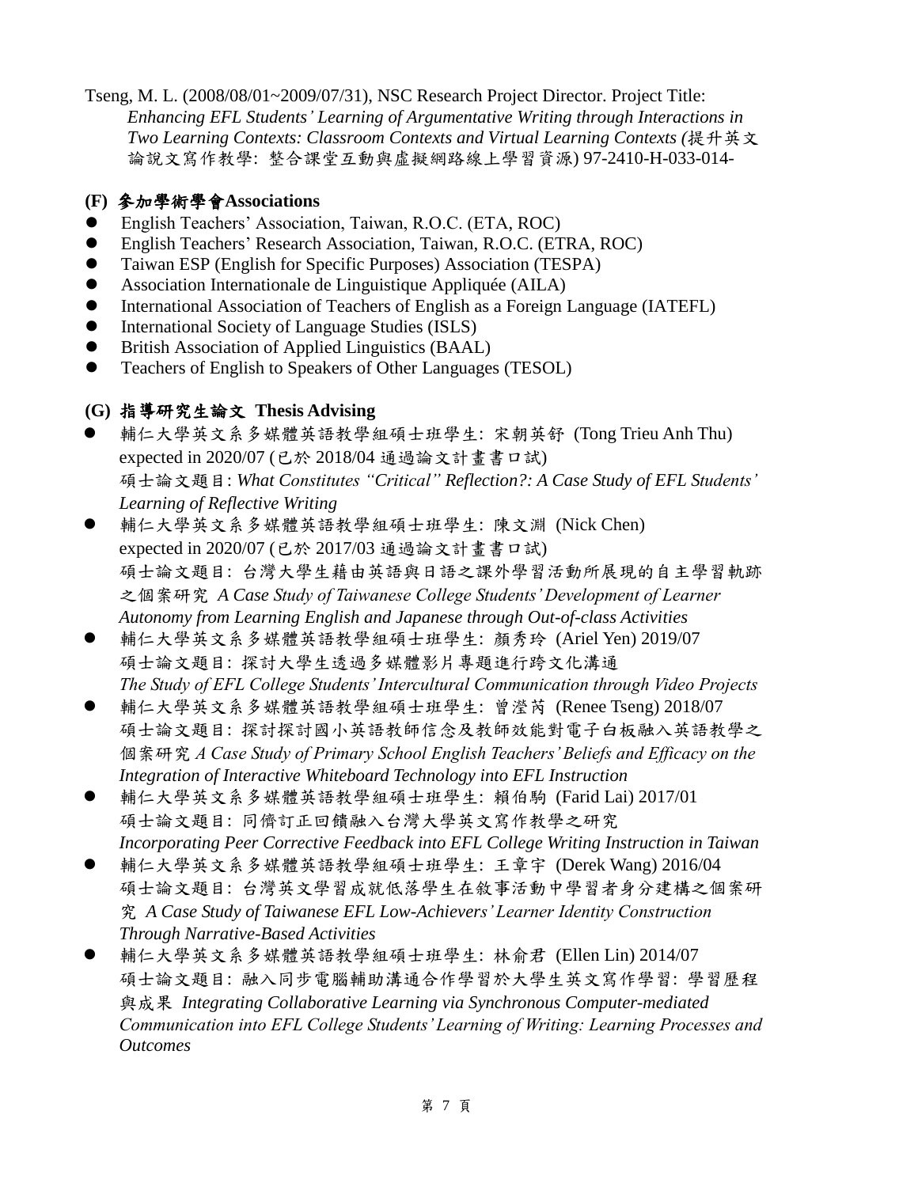Tseng, M. L. (2008/08/01~2009/07/31), NSC Research Project Director. Project Title: *Enhancing EFL Students' Learning of Argumentative Writing through Interactions in Two Learning Contexts: Classroom Contexts and Virtual Learning Contexts* (提升英文論說文寫作教學: 整合課堂互動與虛擬網路線上學習資源) 97-2410-H-033-014-

### (F) 參加學術學會Associations

- English Teachers' Association, Taiwan, R.O.C. (ETA, ROC)
- English Teachers' Research Association, Taiwan, R.O.C. (ETRA, ROC)
- Taiwan ESP (English for Specific Purposes) Association (TESPA)
- Association Internationale de Linguistique Appliquée (AILA)
- International Association of Teachers of English as a Foreign Language (IATEFL)
- International Society of Language Studies (ISLS)
- British Association of Applied Linguistics (BAAL)
- Teachers of English to Speakers of Other Languages (TESOL)

### (G) 指導研究生論文 Thesis Advising

- 輔仁大學英文系多媒體英語教學組碩士班學生: 宋朝英舒 (Tong Trieu Anh Thu) expected in 2020/07 (已於 2018/04 通過論文計畫書口試)
  碩士論文題目: *What Constitutes "Critical" Reflection?: A Case Study of EFL Students' Learning of Reflective Writing*
- 輔仁大學英文系多媒體英語教學組碩士班學生: 陳文淵 (Nick Chen) expected in 2020/07 (已於 2017/03 通過論文計畫書口試)
  碩士論文題目: 台灣大學生藉由英語與日語之課外學習活動所展現的自主學習軌跡之個案研究 *A Case Study of Taiwanese College Students' Development of Learner Autonomy from Learning English and Japanese through Out-of-class Activities*
- 輔仁大學英文系多媒體英語教學組碩士班學生: 顏秀玲 (Ariel Yen) 2019/07
  碩士論文題目: 探討大學生透過多媒體影片專題進行跨文化溝通
  *The Study of EFL College Students' Intercultural Communication through Video Projects*
- 輔仁大學英文系多媒體英語教學組碩士班學生: 曾瀅芮 (Renee Tseng) 2018/07
  碩士論文題目: 探討探討國小英語教師信念及教師效能對電子白板融入英語教學之個案研究 *A Case Study of Primary School English Teachers' Beliefs and Efficacy on the Integration of Interactive Whiteboard Technology into EFL Instruction*
- 輔仁大學英文系多媒體英語教學組碩士班學生: 賴伯駒 (Farid Lai) 2017/01
  碩士論文題目: 同儕訂正回饋融入台灣大學英文寫作教學之研究
  *Incorporating Peer Corrective Feedback into EFL College Writing Instruction in Taiwan*
- 輔仁大學英文系多媒體英語教學組碩士班學生: 王章宇 (Derek Wang) 2016/04
  碩士論文題目: 台灣英文學習成就低落學生在敘事活動中學習者身分建構之個案研究 *A Case Study of Taiwanese EFL Low-Achievers' Learner Identity Construction Through Narrative-Based Activities*
- 輔仁大學英文系多媒體英語教學組碩士班學生: 林俞君 (Ellen Lin) 2014/07
  碩士論文題目: 融入同步電腦輔助溝通合作學習於大學生英文寫作學習: 學習歷程與成果 *Integrating Collaborative Learning via Synchronous Computer-mediated Communication into EFL College Students' Learning of Writing: Learning Processes and Outcomes*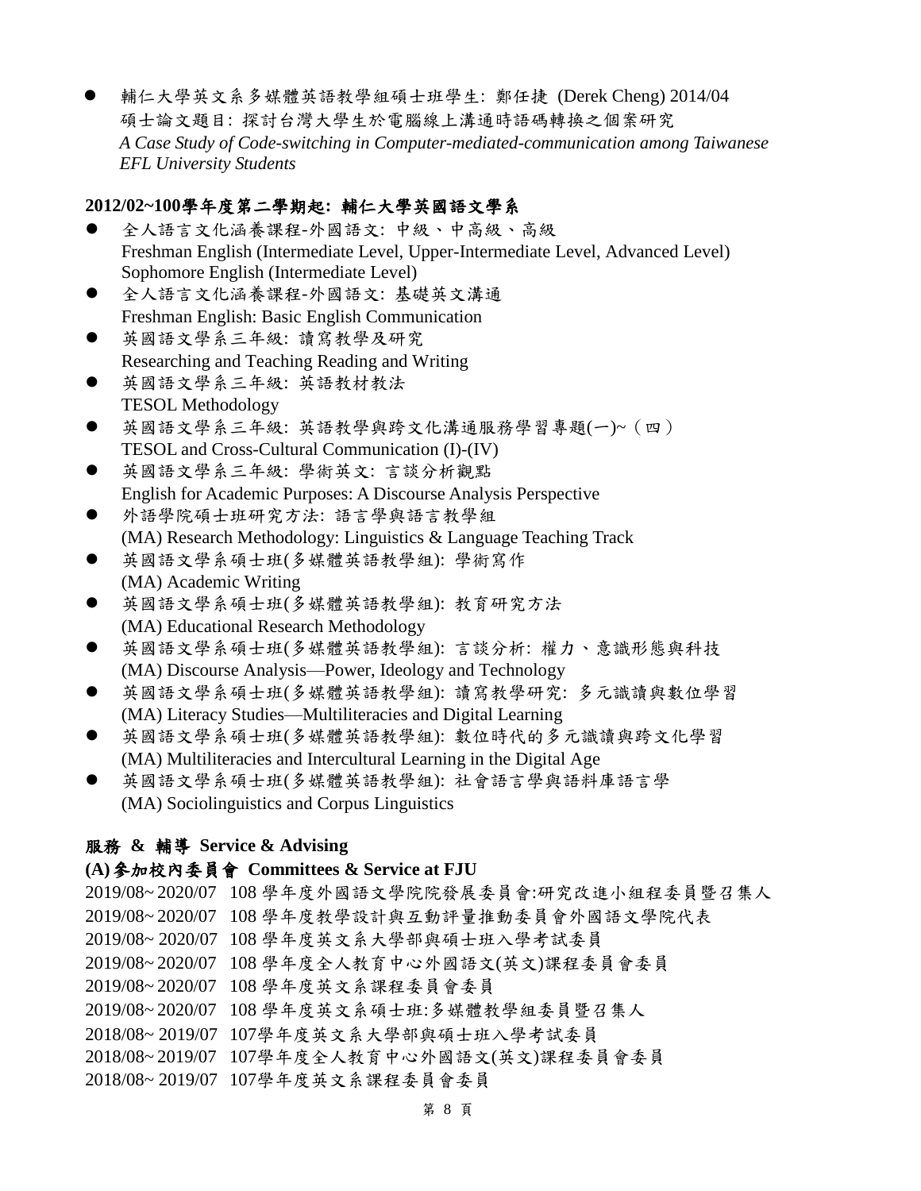- 輔仁大學英文系多媒體英語教學組碩士班學生: 鄭任捷 (Derek Cheng) 2014/04
  碩士論文題目: 探討台灣大學生於電腦線上溝通時語碼轉換之個案研究
  *A Case Study of Code-switching in Computer-mediated-communication among Taiwanese EFL University Students*

**2012/02~100學年度第二學期起: 輔仁大學英國語文學系**

- 全人語言文化涵養課程-外國語文: 中級、中高級、高級
  Freshman English (Intermediate Level, Upper-Intermediate Level, Advanced Level)
  Sophomore English (Intermediate Level)
- 全人語言文化涵養課程-外國語文: 基礎英文溝通
  Freshman English: Basic English Communication
- 英國語文學系三年級: 讀寫教學及研究
  Researching and Teaching Reading and Writing
- 英國語文學系三年級: 英語教材教法
  TESOL Methodology
- 英國語文學系三年級: 英語教學與跨文化溝通服務學習專題(一)~（四）
  TESOL and Cross-Cultural Communication (I)-(IV)
- 英國語文學系三年級: 學術英文: 言談分析觀點
  English for Academic Purposes: A Discourse Analysis Perspective
- 外語學院碩士班研究方法: 語言學與語言教學組
  (MA) Research Methodology: Linguistics & Language Teaching Track
- 英國語文學系碩士班(多媒體英語教學組): 學術寫作
  (MA) Academic Writing
- 英國語文學系碩士班(多媒體英語教學組): 教育研究方法
  (MA) Educational Research Methodology
- 英國語文學系碩士班(多媒體英語教學組): 言談分析: 權力、意識形態與科技
  (MA) Discourse Analysis—Power, Ideology and Technology
- 英國語文學系碩士班(多媒體英語教學組): 讀寫教學研究: 多元識讀與數位學習
  (MA) Literacy Studies—Multiliteracies and Digital Learning
- 英國語文學系碩士班(多媒體英語教學組): 數位時代的多元識讀與跨文化學習
  (MA) Multiliteracies and Intercultural Learning in the Digital Age
- 英國語文學系碩士班(多媒體英語教學組): 社會語言學與語料庫語言學
  (MA) Sociolinguistics and Corpus Linguistics

## 服務 & 輔導 Service & Advising

### (A) 參加校內委員會 Committees & Service at FJU

2019/08~ 2020/07 108 學年度外國語文學院院發展委員會:研究改進小組程委員暨召集人
2019/08~ 2020/07 108 學年度教學設計與互動評量推動委員會外國語文學院代表
2019/08~ 2020/07 108 學年度英文系大學部與碩士班入學考試委員
2019/08~ 2020/07 108 學年度全人教育中心外國語文(英文)課程委員會委員
2019/08~ 2020/07 108 學年度英文系課程委員會委員
2019/08~ 2020/07 108 學年度英文系碩士班:多媒體教學組委員暨召集人
2018/08~ 2019/07 107學年度英文系大學部與碩士班入學考試委員
2018/08~ 2019/07 107學年度全人教育中心外國語文(英文)課程委員會委員
2018/08~ 2019/07 107學年度英文系課程委員會委員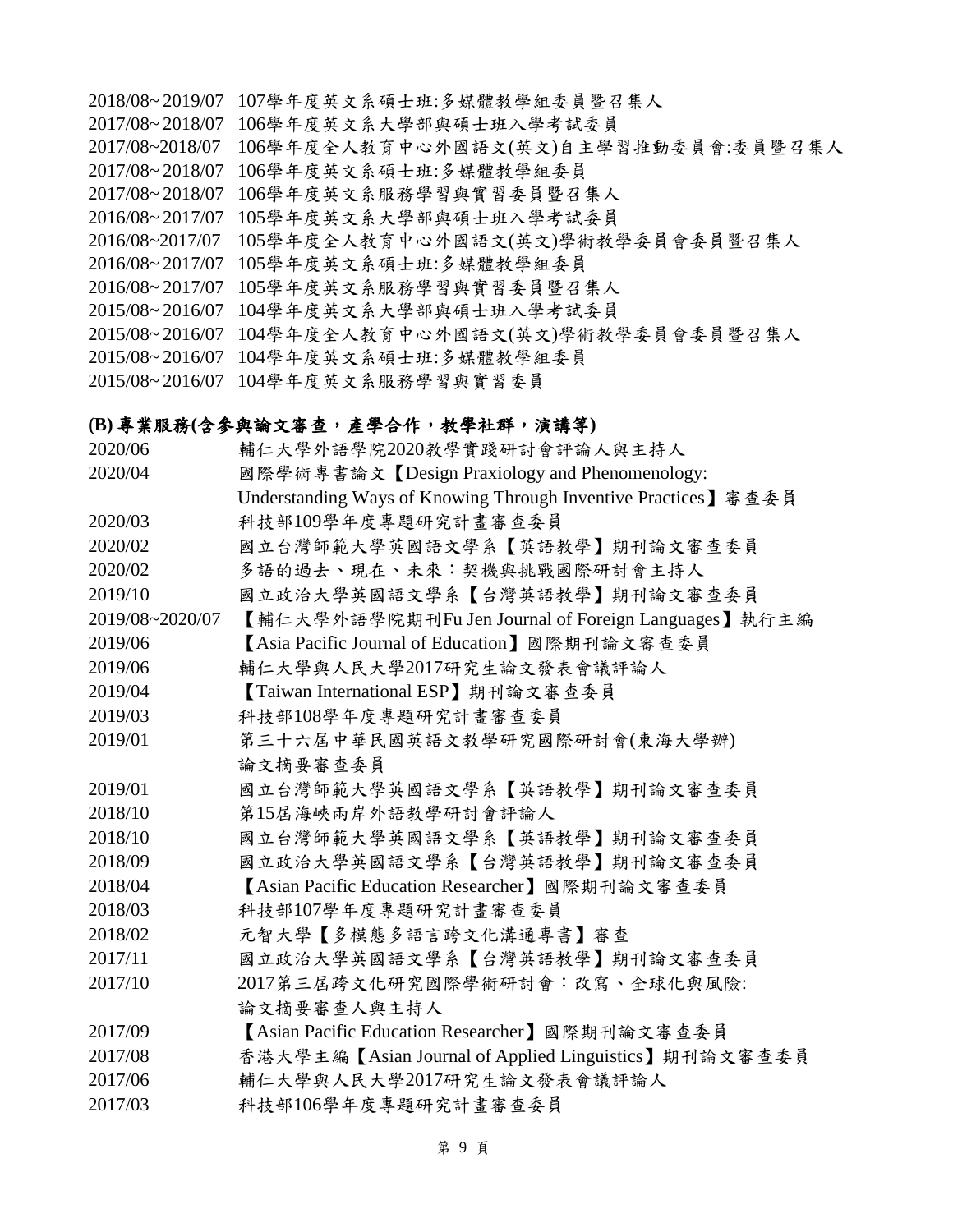2018/08~ 2019/07 107學年度英文系碩士班:多媒體教學組委員暨召集人
2017/08~ 2018/07 106學年度英文系大學部與碩士班入學考試委員
2017/08~2018/07 106學年度全人教育中心外國語文(英文)自主學習推動委員會:委員暨召集人
2017/08~ 2018/07 106學年度英文系碩士班:多媒體教學組委員
2017/08~ 2018/07 106學年度英文系服務學習與實習委員暨召集人
2016/08~ 2017/07 105學年度英文系大學部與碩士班入學考試委員
2016/08~2017/07 105學年度全人教育中心外國語文(英文)學術教學委員會委員暨召集人
2016/08~ 2017/07 105學年度英文系碩士班:多媒體教學組委員
2016/08~ 2017/07 105學年度英文系服務學習與實習委員暨召集人
2015/08~ 2016/07 104學年度英文系大學部與碩士班入學考試委員
2015/08~ 2016/07 104學年度全人教育中心外國語文(英文)學術教學委員會委員暨召集人
2015/08~ 2016/07 104學年度英文系碩士班:多媒體教學組委員
2015/08~ 2016/07 104學年度英文系服務學習與實習委員

**(B) 專業服務(含參與論文審查，產學合作，教學社群，演講等)**

2020/06 輔仁大學外語學院2020教學實踐研討會評論人與主持人
2020/04 國際學術專書論文【Design Praxiology and Phenomenology: Understanding Ways of Knowing Through Inventive Practices】審查委員
2020/03 科技部109學年度專題研究計畫審查委員
2020/02 國立台灣師範大學英國語文學系【英語教學】期刊論文審查委員
2020/02 多語的過去、現在、未來：契機與挑戰國際研討會主持人
2019/10 國立政治大學英國語文學系【台灣英語教學】期刊論文審查委員
2019/08~2020/07 【輔仁大學外語學院期刊Fu Jen Journal of Foreign Languages】執行主編
2019/06 【Asia Pacific Journal of Education】國際期刊論文審查委員
2019/06 輔仁大學與人民大學2017研究生論文發表會議評論人
2019/04 【Taiwan International ESP】期刊論文審查委員
2019/03 科技部108學年度專題研究計畫審查委員
2019/01 第三十六屆中華民國英語文教學研究國際研討會(東海大學辦) 論文摘要審查委員
2019/01 國立台灣師範大學英國語文學系【英語教學】期刊論文審查委員
2018/10 第15屆海峽兩岸外語教學研討會評論人
2018/10 國立台灣師範大學英國語文學系【英語教學】期刊論文審查委員
2018/09 國立政治大學英國語文學系【台灣英語教學】期刊論文審查委員
2018/04 【Asian Pacific Education Researcher】國際期刊論文審查委員
2018/03 科技部107學年度專題研究計畫審查委員
2018/02 元智大學【多模態多語言跨文化溝通專書】審查
2017/11 國立政治大學英國語文學系【台灣英語教學】期刊論文審查委員
2017/10 2017第三屆跨文化研究國際學術研討會：改寫、全球化與風險: 論文摘要審查人與主持人
2017/09 【Asian Pacific Education Researcher】國際期刊論文審查委員
2017/08 香港大學主編【Asian Journal of Applied Linguistics】期刊論文審查委員
2017/06 輔仁大學與人民大學2017研究生論文發表會議評論人
2017/03 科技部106學年度專題研究計畫審查委員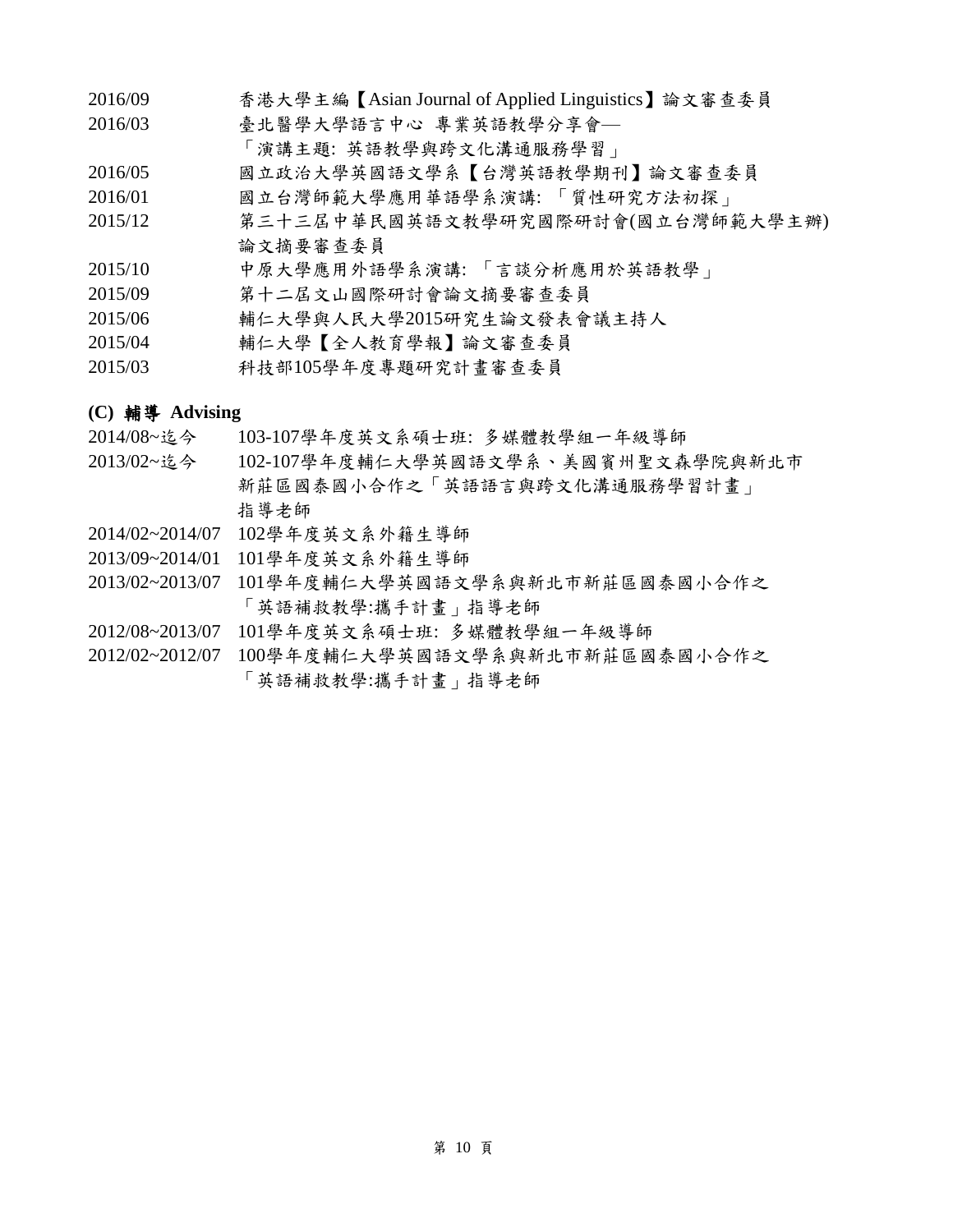2016/09　　香港大學主編【Asian Journal of Applied Linguistics】論文審查委員

2016/03　　臺北醫學大學語言中心 專業英語教學分享會—
　　　　　「演講主題: 英語教學與跨文化溝通服務學習」

2016/05　　國立政治大學英國語文學系【台灣英語教學期刊】論文審查委員

2016/01　　國立台灣師範大學應用華語學系演講: 「質性研究方法初探」

2015/12　　第三十三屆中華民國英語文教學研究國際研討會(國立台灣師範大學主辦)
　　　　　論文摘要審查委員

2015/10　　中原大學應用外語學系演講: 「言談分析應用於英語教學」

2015/09　　第十二屆文山國際研討會論文摘要審查委員

2015/06　　輔仁大學與人民大學2015研究生論文發表會議主持人

2015/04　　輔仁大學【全人教育學報】論文審查委員

2015/03　　科技部105學年度專題研究計畫審查委員

## (C) 輔導 Advising

2014/08~迄今　　103-107學年度英文系碩士班: 多媒體教學組一年級導師

2013/02~迄今　　102-107學年度輔仁大學英國語文學系、美國賓州聖文森學院與新北市
　　　　　　　新莊區國泰國小合作之「英語語言與跨文化溝通服務學習計畫」
　　　　　　　指導老師

2014/02~2014/07　102學年度英文系外籍生導師

2013/09~2014/01　101學年度英文系外籍生導師

2013/02~2013/07　101學年度輔仁大學英國語文學系與新北市新莊區國泰國小合作之
　　　　　　　「英語補救教學:攜手計畫」指導老師

2012/08~2013/07　101學年度英文系碩士班: 多媒體教學組一年級導師

2012/02~2012/07　100學年度輔仁大學英國語文學系與新北市新莊區國泰國小合作之
　　　　　　　「英語補救教學:攜手計畫」指導老師